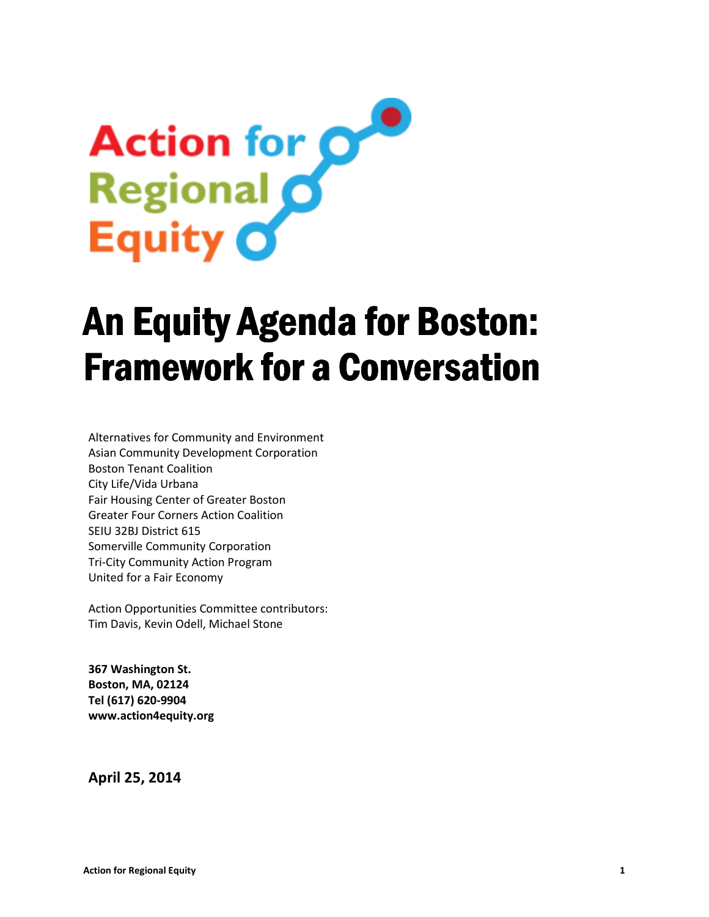Action for Regional Equity

# An Equity Agenda for Boston: Framework for a Conversation

Alternatives for Community and Environment
Asian Community Development Corporation
Boston Tenant Coalition
City Life/Vida Urbana
Fair Housing Center of Greater Boston
Greater Four Corners Action Coalition
SEIU 32BJ District 615
Somerville Community Corporation
Tri-City Community Action Program
United for a Fair Economy

Action Opportunities Committee contributors:
Tim Davis, Kevin Odell, Michael Stone

**367 Washington St.**
**Boston, MA, 02124**
**Tel (617) 620-9904**
**www.action4equity.org**

**April 25, 2014**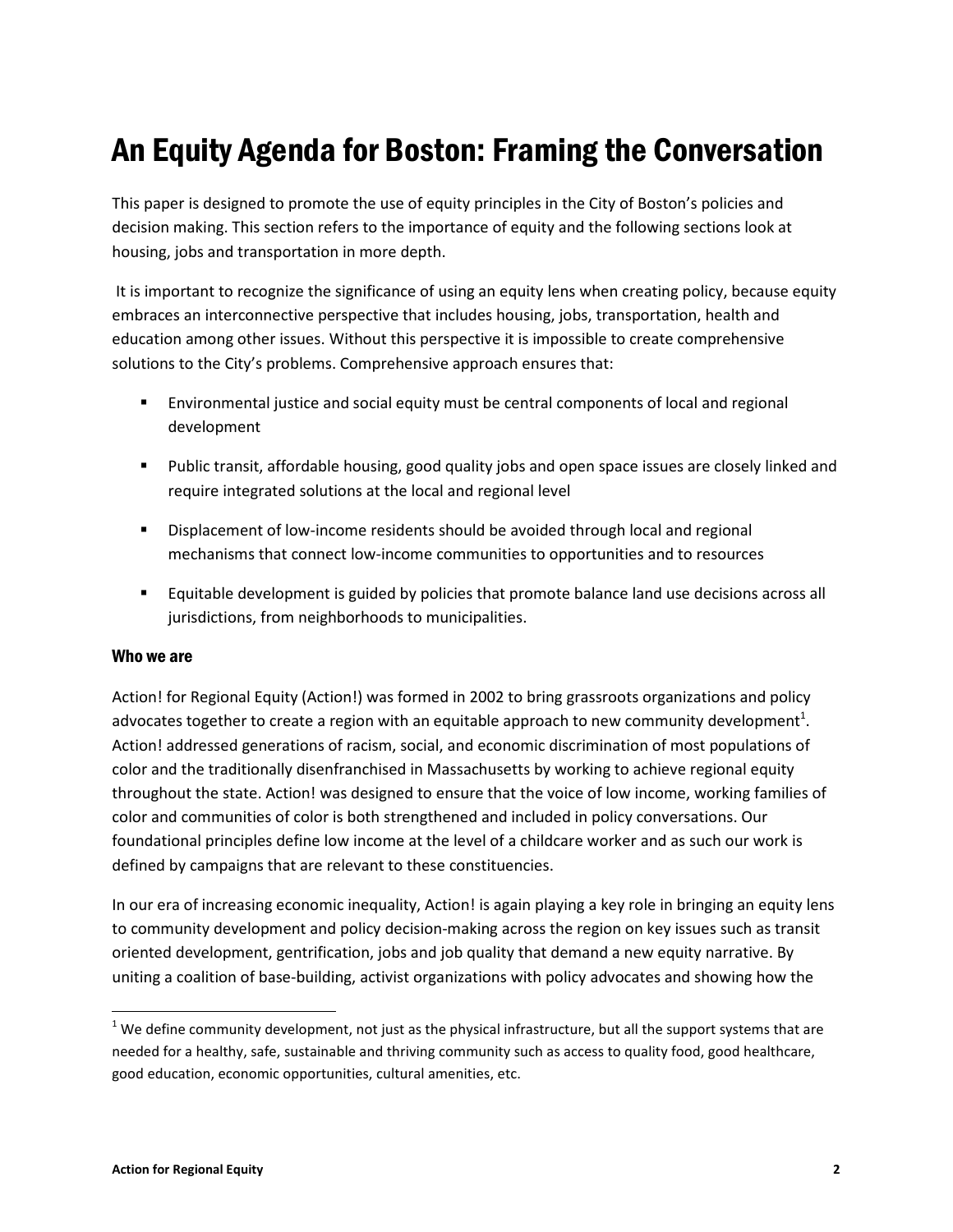# An Equity Agenda for Boston: Framing the Conversation

This paper is designed to promote the use of equity principles in the City of Boston's policies and decision making. This section refers to the importance of equity and the following sections look at housing, jobs and transportation in more depth.

It is important to recognize the significance of using an equity lens when creating policy, because equity embraces an interconnective perspective that includes housing, jobs, transportation, health and education among other issues. Without this perspective it is impossible to create comprehensive solutions to the City's problems. Comprehensive approach ensures that:

- Environmental justice and social equity must be central components of local and regional development
- Public transit, affordable housing, good quality jobs and open space issues are closely linked and require integrated solutions at the local and regional level
- Displacement of low-income residents should be avoided through local and regional mechanisms that connect low-income communities to opportunities and to resources
- Equitable development is guided by policies that promote balance land use decisions across all jurisdictions, from neighborhoods to municipalities.

## Who we are

Action! for Regional Equity (Action!) was formed in 2002 to bring grassroots organizations and policy advocates together to create a region with an equitable approach to new community development[1]. Action! addressed generations of racism, social, and economic discrimination of most populations of color and the traditionally disenfranchised in Massachusetts by working to achieve regional equity throughout the state. Action! was designed to ensure that the voice of low income, working families of color and communities of color is both strengthened and included in policy conversations. Our foundational principles define low income at the level of a childcare worker and as such our work is defined by campaigns that are relevant to these constituencies.

In our era of increasing economic inequality, Action! is again playing a key role in bringing an equity lens to community development and policy decision-making across the region on key issues such as transit oriented development, gentrification, jobs and job quality that demand a new equity narrative. By uniting a coalition of base-building, activist organizations with policy advocates and showing how the

[1] We define community development, not just as the physical infrastructure, but all the support systems that are needed for a healthy, safe, sustainable and thriving community such as access to quality food, good healthcare, good education, economic opportunities, cultural amenities, etc.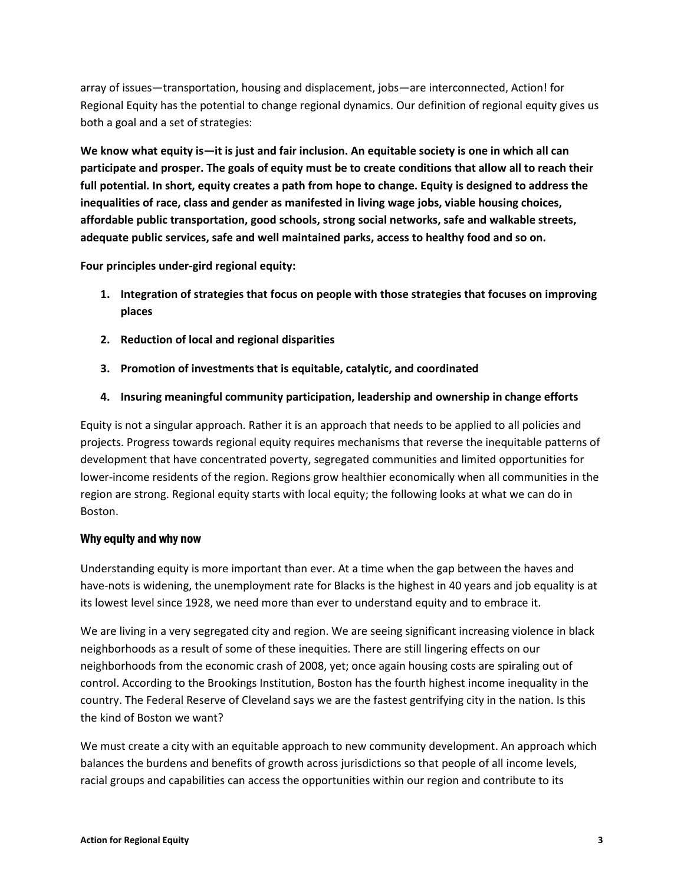array of issues—transportation, housing and displacement, jobs—are interconnected, Action! for Regional Equity has the potential to change regional dynamics. Our definition of regional equity gives us both a goal and a set of strategies:

**We know what equity is—it is just and fair inclusion. An equitable society is one in which all can participate and prosper. The goals of equity must be to create conditions that allow all to reach their full potential. In short, equity creates a path from hope to change. Equity is designed to address the inequalities of race, class and gender as manifested in living wage jobs, viable housing choices, affordable public transportation, good schools, strong social networks, safe and walkable streets, adequate public services, safe and well maintained parks, access to healthy food and so on.**

**Four principles under-gird regional equity:**

1. **Integration of strategies that focus on people with those strategies that focuses on improving places**
2. **Reduction of local and regional disparities**
3. **Promotion of investments that is equitable, catalytic, and coordinated**
4. **Insuring meaningful community participation, leadership and ownership in change efforts**

Equity is not a singular approach. Rather it is an approach that needs to be applied to all policies and projects. Progress towards regional equity requires mechanisms that reverse the inequitable patterns of development that have concentrated poverty, segregated communities and limited opportunities for lower-income residents of the region. Regions grow healthier economically when all communities in the region are strong. Regional equity starts with local equity; the following looks at what we can do in Boston.

## Why equity and why now

Understanding equity is more important than ever. At a time when the gap between the haves and have-nots is widening, the unemployment rate for Blacks is the highest in 40 years and job equality is at its lowest level since 1928, we need more than ever to understand equity and to embrace it.

We are living in a very segregated city and region. We are seeing significant increasing violence in black neighborhoods as a result of some of these inequities. There are still lingering effects on our neighborhoods from the economic crash of 2008, yet; once again housing costs are spiraling out of control. According to the Brookings Institution, Boston has the fourth highest income inequality in the country. The Federal Reserve of Cleveland says we are the fastest gentrifying city in the nation. Is this the kind of Boston we want?

We must create a city with an equitable approach to new community development. An approach which balances the burdens and benefits of growth across jurisdictions so that people of all income levels, racial groups and capabilities can access the opportunities within our region and contribute to its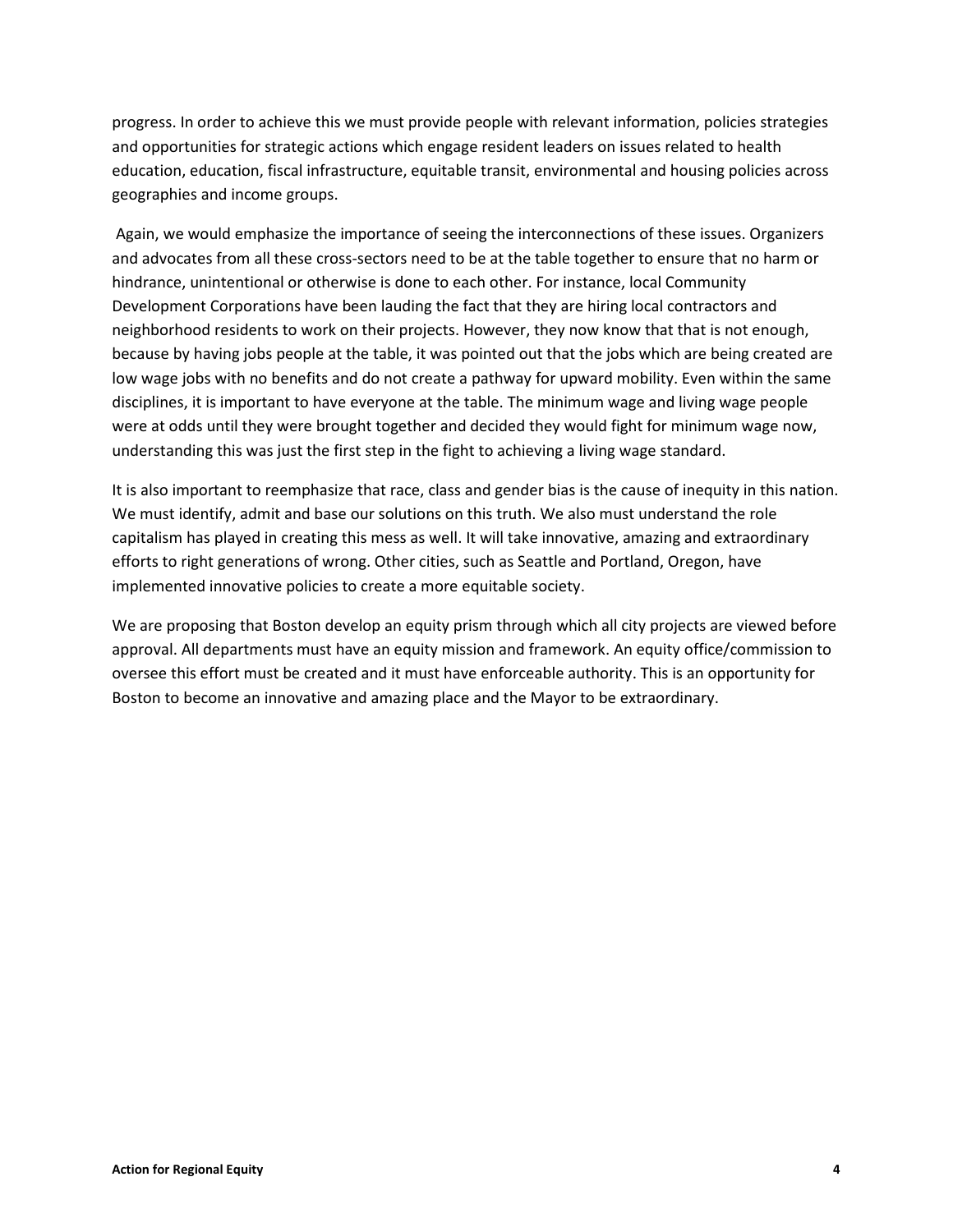progress. In order to achieve this we must provide people with relevant information, policies strategies and opportunities for strategic actions which engage resident leaders on issues related to health education, education, fiscal infrastructure, equitable transit, environmental and housing policies across geographies and income groups.

Again, we would emphasize the importance of seeing the interconnections of these issues. Organizers and advocates from all these cross-sectors need to be at the table together to ensure that no harm or hindrance, unintentional or otherwise is done to each other. For instance, local Community Development Corporations have been lauding the fact that they are hiring local contractors and neighborhood residents to work on their projects. However, they now know that that is not enough, because by having jobs people at the table, it was pointed out that the jobs which are being created are low wage jobs with no benefits and do not create a pathway for upward mobility. Even within the same disciplines, it is important to have everyone at the table. The minimum wage and living wage people were at odds until they were brought together and decided they would fight for minimum wage now, understanding this was just the first step in the fight to achieving a living wage standard.

It is also important to reemphasize that race, class and gender bias is the cause of inequity in this nation. We must identify, admit and base our solutions on this truth. We also must understand the role capitalism has played in creating this mess as well. It will take innovative, amazing and extraordinary efforts to right generations of wrong. Other cities, such as Seattle and Portland, Oregon, have implemented innovative policies to create a more equitable society.

We are proposing that Boston develop an equity prism through which all city projects are viewed before approval. All departments must have an equity mission and framework. An equity office/commission to oversee this effort must be created and it must have enforceable authority. This is an opportunity for Boston to become an innovative and amazing place and the Mayor to be extraordinary.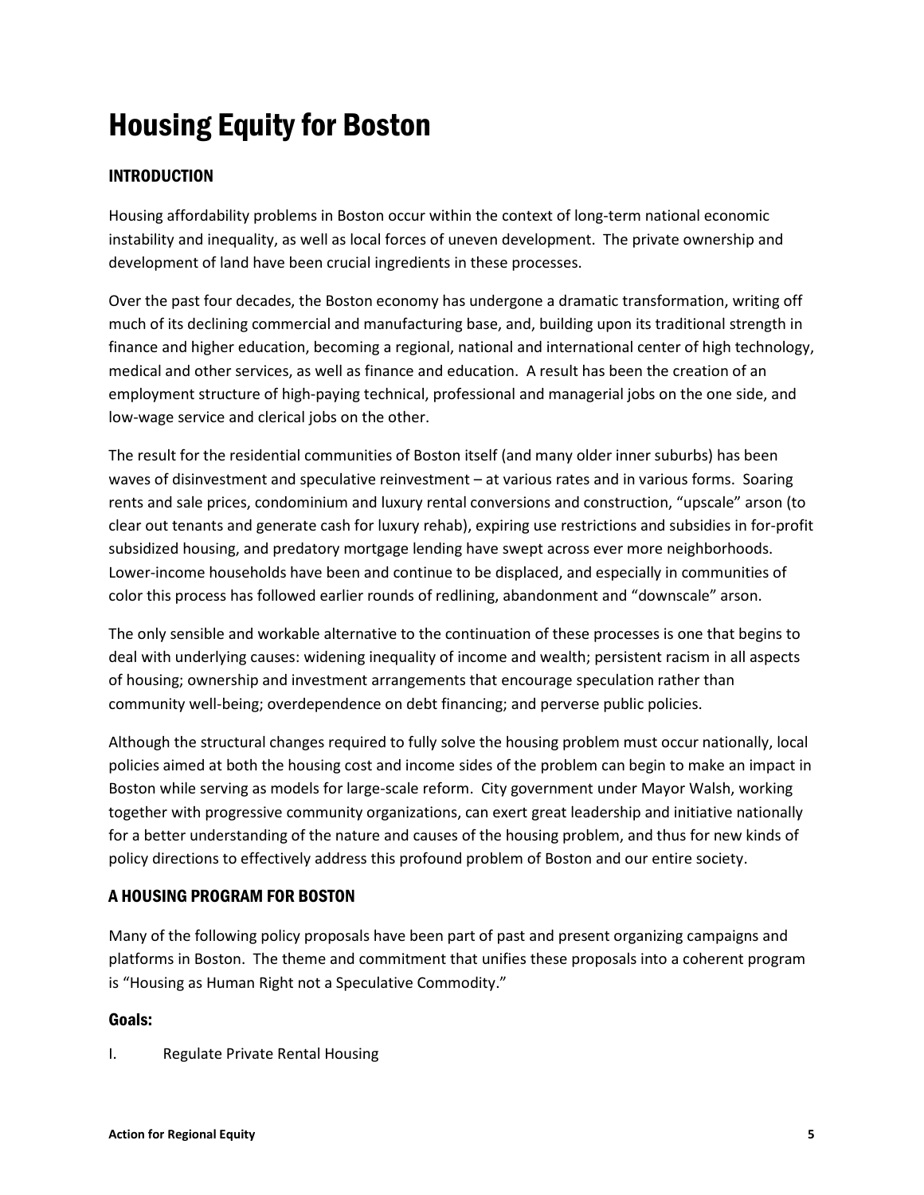# Housing Equity for Boston

## INTRODUCTION

Housing affordability problems in Boston occur within the context of long-term national economic instability and inequality, as well as local forces of uneven development. The private ownership and development of land have been crucial ingredients in these processes.

Over the past four decades, the Boston economy has undergone a dramatic transformation, writing off much of its declining commercial and manufacturing base, and, building upon its traditional strength in finance and higher education, becoming a regional, national and international center of high technology, medical and other services, as well as finance and education. A result has been the creation of an employment structure of high-paying technical, professional and managerial jobs on the one side, and low-wage service and clerical jobs on the other.

The result for the residential communities of Boston itself (and many older inner suburbs) has been waves of disinvestment and speculative reinvestment – at various rates and in various forms. Soaring rents and sale prices, condominium and luxury rental conversions and construction, "upscale" arson (to clear out tenants and generate cash for luxury rehab), expiring use restrictions and subsidies in for-profit subsidized housing, and predatory mortgage lending have swept across ever more neighborhoods. Lower-income households have been and continue to be displaced, and especially in communities of color this process has followed earlier rounds of redlining, abandonment and "downscale" arson.

The only sensible and workable alternative to the continuation of these processes is one that begins to deal with underlying causes: widening inequality of income and wealth; persistent racism in all aspects of housing; ownership and investment arrangements that encourage speculation rather than community well-being; overdependence on debt financing; and perverse public policies.

Although the structural changes required to fully solve the housing problem must occur nationally, local policies aimed at both the housing cost and income sides of the problem can begin to make an impact in Boston while serving as models for large-scale reform. City government under Mayor Walsh, working together with progressive community organizations, can exert great leadership and initiative nationally for a better understanding of the nature and causes of the housing problem, and thus for new kinds of policy directions to effectively address this profound problem of Boston and our entire society.

## A HOUSING PROGRAM FOR BOSTON

Many of the following policy proposals have been part of past and present organizing campaigns and platforms in Boston. The theme and commitment that unifies these proposals into a coherent program is "Housing as Human Right not a Speculative Commodity."

### Goals:

I. Regulate Private Rental Housing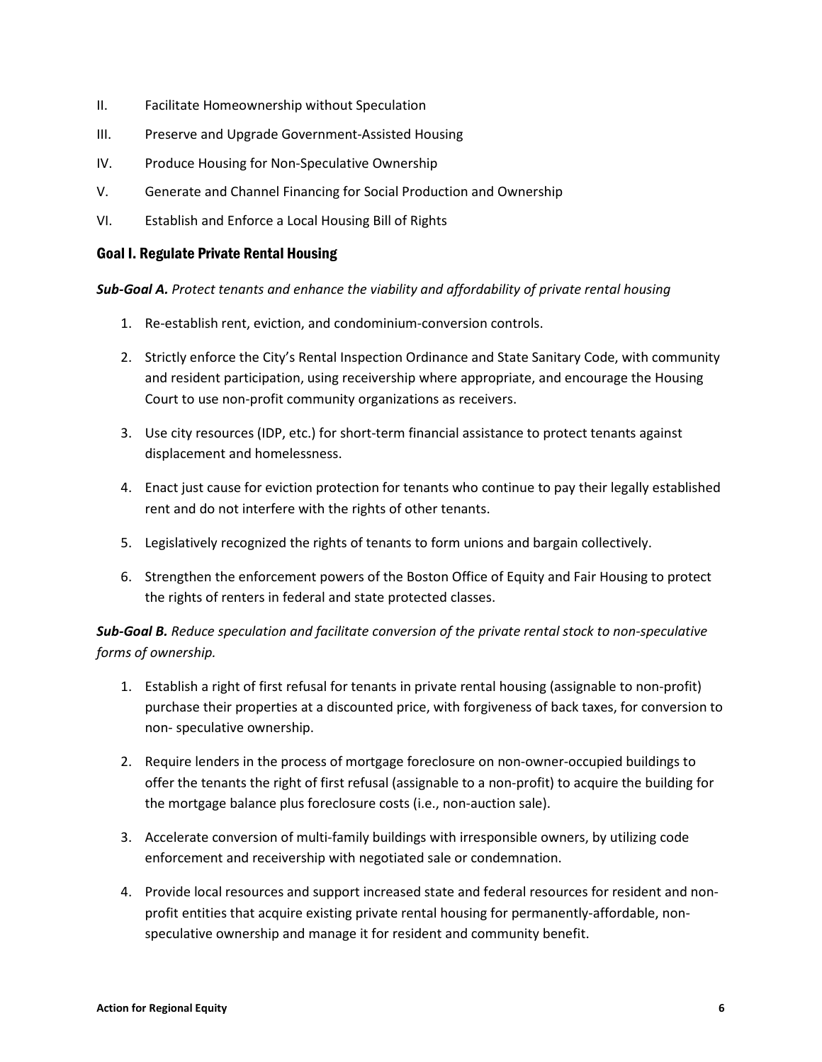II. Facilitate Homeownership without Speculation

III. Preserve and Upgrade Government-Assisted Housing

IV. Produce Housing for Non-Speculative Ownership

V. Generate and Channel Financing for Social Production and Ownership

VI. Establish and Enforce a Local Housing Bill of Rights

## Goal I. Regulate Private Rental Housing

***Sub-Goal A.*** *Protect tenants and enhance the viability and affordability of private rental housing*

1. Re-establish rent, eviction, and condominium-conversion controls.
2. Strictly enforce the City's Rental Inspection Ordinance and State Sanitary Code, with community and resident participation, using receivership where appropriate, and encourage the Housing Court to use non-profit community organizations as receivers.
3. Use city resources (IDP, etc.) for short-term financial assistance to protect tenants against displacement and homelessness.
4. Enact just cause for eviction protection for tenants who continue to pay their legally established rent and do not interfere with the rights of other tenants.
5. Legislatively recognized the rights of tenants to form unions and bargain collectively.
6. Strengthen the enforcement powers of the Boston Office of Equity and Fair Housing to protect the rights of renters in federal and state protected classes.

***Sub-Goal B.*** *Reduce speculation and facilitate conversion of the private rental stock to non-speculative forms of ownership.*

1. Establish a right of first refusal for tenants in private rental housing (assignable to non-profit) purchase their properties at a discounted price, with forgiveness of back taxes, for conversion to non- speculative ownership.
2. Require lenders in the process of mortgage foreclosure on non-owner-occupied buildings to offer the tenants the right of first refusal (assignable to a non-profit) to acquire the building for the mortgage balance plus foreclosure costs (i.e., non-auction sale).
3. Accelerate conversion of multi-family buildings with irresponsible owners, by utilizing code enforcement and receivership with negotiated sale or condemnation.
4. Provide local resources and support increased state and federal resources for resident and non-profit entities that acquire existing private rental housing for permanently-affordable, non-speculative ownership and manage it for resident and community benefit.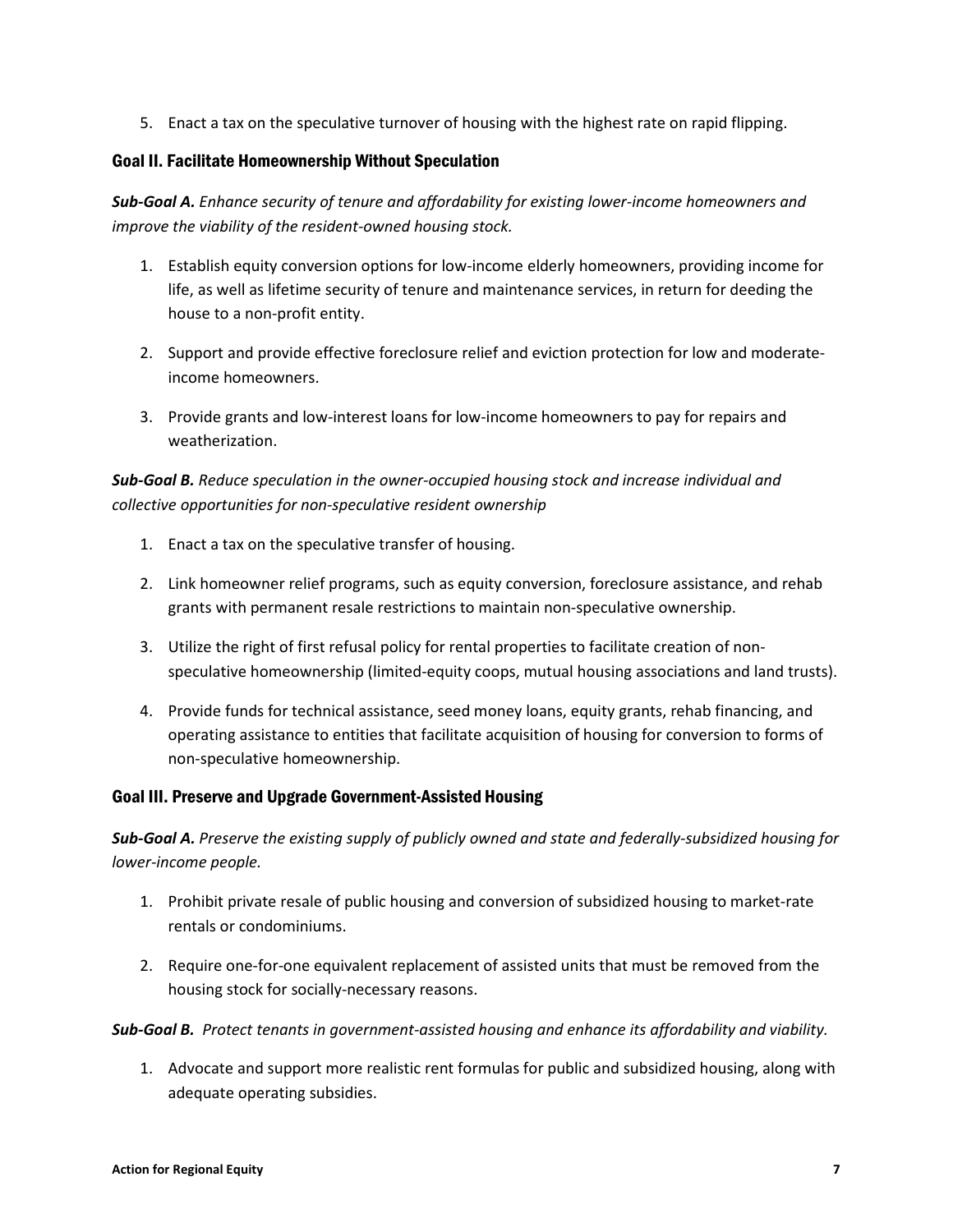5. Enact a tax on the speculative turnover of housing with the highest rate on rapid flipping.

### Goal II. Facilitate Homeownership Without Speculation

***Sub-Goal A.*** *Enhance security of tenure and affordability for existing lower-income homeowners and improve the viability of the resident-owned housing stock.*

1. Establish equity conversion options for low-income elderly homeowners, providing income for life, as well as lifetime security of tenure and maintenance services, in return for deeding the house to a non-profit entity.

2. Support and provide effective foreclosure relief and eviction protection for low and moderate-income homeowners.

3. Provide grants and low-interest loans for low-income homeowners to pay for repairs and weatherization.

***Sub-Goal B.*** *Reduce speculation in the owner-occupied housing stock and increase individual and collective opportunities for non-speculative resident ownership*

1. Enact a tax on the speculative transfer of housing.

2. Link homeowner relief programs, such as equity conversion, foreclosure assistance, and rehab grants with permanent resale restrictions to maintain non-speculative ownership.

3. Utilize the right of first refusal policy for rental properties to facilitate creation of non-speculative homeownership (limited-equity coops, mutual housing associations and land trusts).

4. Provide funds for technical assistance, seed money loans, equity grants, rehab financing, and operating assistance to entities that facilitate acquisition of housing for conversion to forms of non-speculative homeownership.

### Goal III. Preserve and Upgrade Government-Assisted Housing

***Sub-Goal A.*** *Preserve the existing supply of publicly owned and state and federally-subsidized housing for lower-income people.*

1. Prohibit private resale of public housing and conversion of subsidized housing to market-rate rentals or condominiums.

2. Require one-for-one equivalent replacement of assisted units that must be removed from the housing stock for socially-necessary reasons.

***Sub-Goal B.*** *Protect tenants in government-assisted housing and enhance its affordability and viability.*

1. Advocate and support more realistic rent formulas for public and subsidized housing, along with adequate operating subsidies.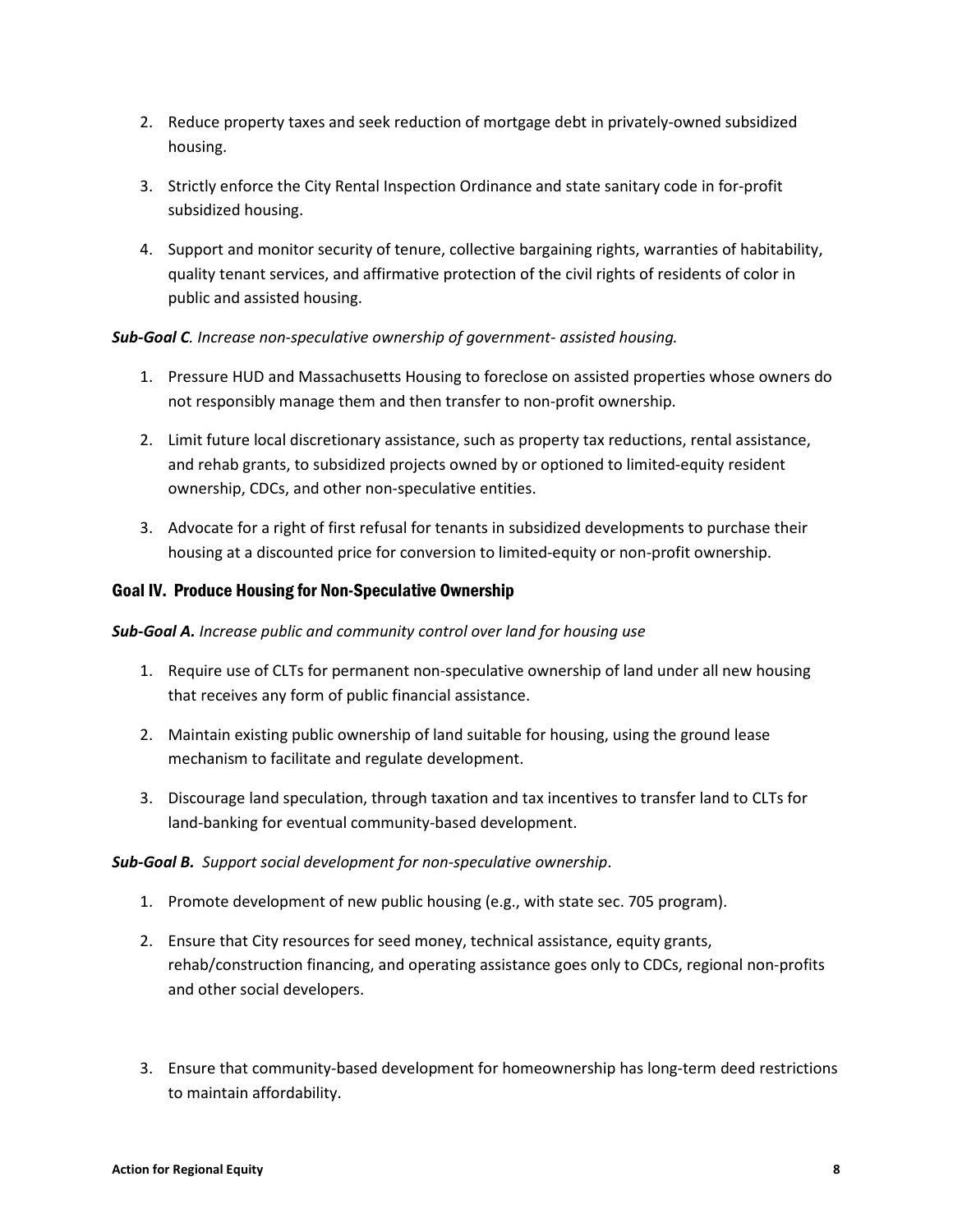2. Reduce property taxes and seek reduction of mortgage debt in privately-owned subsidized housing.

3. Strictly enforce the City Rental Inspection Ordinance and state sanitary code in for-profit subsidized housing.

4. Support and monitor security of tenure, collective bargaining rights, warranties of habitability, quality tenant services, and affirmative protection of the civil rights of residents of color in public and assisted housing.

***Sub-Goal C****. Increase non-speculative ownership of government- assisted housing.*

1. Pressure HUD and Massachusetts Housing to foreclose on assisted properties whose owners do not responsibly manage them and then transfer to non-profit ownership.

2. Limit future local discretionary assistance, such as property tax reductions, rental assistance, and rehab grants, to subsidized projects owned by or optioned to limited-equity resident ownership, CDCs, and other non-speculative entities.

3. Advocate for a right of first refusal for tenants in subsidized developments to purchase their housing at a discounted price for conversion to limited-equity or non-profit ownership.

### Goal IV. Produce Housing for Non-Speculative Ownership

***Sub-Goal A.*** *Increase public and community control over land for housing use*

1. Require use of CLTs for permanent non-speculative ownership of land under all new housing that receives any form of public financial assistance.

2. Maintain existing public ownership of land suitable for housing, using the ground lease mechanism to facilitate and regulate development.

3. Discourage land speculation, through taxation and tax incentives to transfer land to CLTs for land-banking for eventual community-based development.

***Sub-Goal B.*** *Support social development for non-speculative ownership*.

1. Promote development of new public housing (e.g., with state sec. 705 program).

2. Ensure that City resources for seed money, technical assistance, equity grants, rehab/construction financing, and operating assistance goes only to CDCs, regional non-profits and other social developers.

3. Ensure that community-based development for homeownership has long-term deed restrictions to maintain affordability.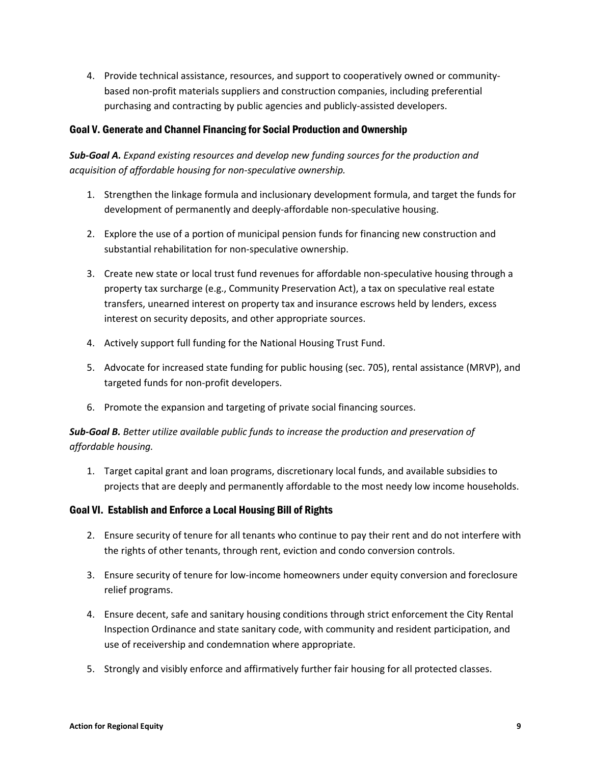4. Provide technical assistance, resources, and support to cooperatively owned or community-based non-profit materials suppliers and construction companies, including preferential purchasing and contracting by public agencies and publicly-assisted developers.

### Goal V. Generate and Channel Financing for Social Production and Ownership

***Sub-Goal A.*** *Expand existing resources and develop new funding sources for the production and acquisition of affordable housing for non-speculative ownership.*

1. Strengthen the linkage formula and inclusionary development formula, and target the funds for development of permanently and deeply-affordable non-speculative housing.

2. Explore the use of a portion of municipal pension funds for financing new construction and substantial rehabilitation for non-speculative ownership.

3. Create new state or local trust fund revenues for affordable non-speculative housing through a property tax surcharge (e.g., Community Preservation Act), a tax on speculative real estate transfers, unearned interest on property tax and insurance escrows held by lenders, excess interest on security deposits, and other appropriate sources.

4. Actively support full funding for the National Housing Trust Fund.

5. Advocate for increased state funding for public housing (sec. 705), rental assistance (MRVP), and targeted funds for non-profit developers.

6. Promote the expansion and targeting of private social financing sources.

***Sub-Goal B.*** *Better utilize available public funds to increase the production and preservation of affordable housing.*

1. Target capital grant and loan programs, discretionary local funds, and available subsidies to projects that are deeply and permanently affordable to the most needy low income households.

### Goal VI. Establish and Enforce a Local Housing Bill of Rights

2. Ensure security of tenure for all tenants who continue to pay their rent and do not interfere with the rights of other tenants, through rent, eviction and condo conversion controls.

3. Ensure security of tenure for low-income homeowners under equity conversion and foreclosure relief programs.

4. Ensure decent, safe and sanitary housing conditions through strict enforcement the City Rental Inspection Ordinance and state sanitary code, with community and resident participation, and use of receivership and condemnation where appropriate.

5. Strongly and visibly enforce and affirmatively further fair housing for all protected classes.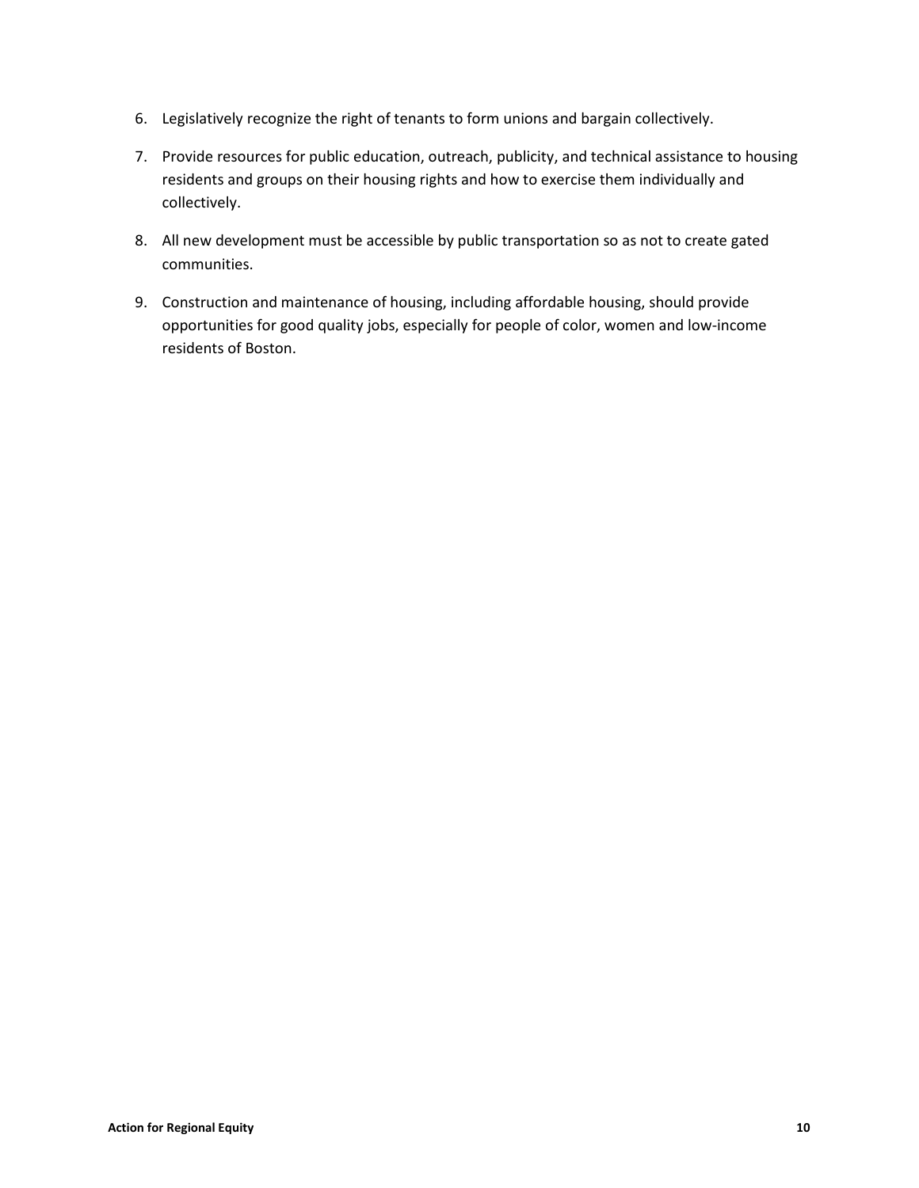6. Legislatively recognize the right of tenants to form unions and bargain collectively.
7. Provide resources for public education, outreach, publicity, and technical assistance to housing residents and groups on their housing rights and how to exercise them individually and collectively.
8. All new development must be accessible by public transportation so as not to create gated communities.
9. Construction and maintenance of housing, including affordable housing, should provide opportunities for good quality jobs, especially for people of color, women and low-income residents of Boston.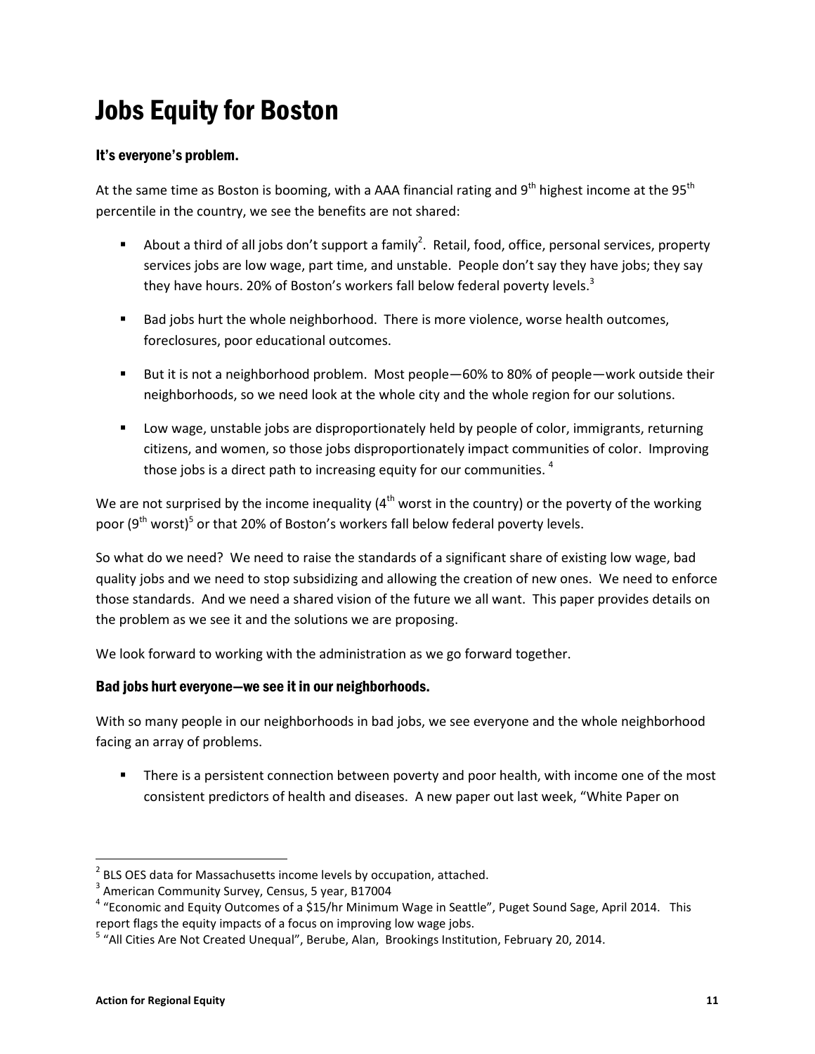# Jobs Equity for Boston

### It's everyone's problem.

At the same time as Boston is booming, with a AAA financial rating and 9th highest income at the 95th percentile in the country, we see the benefits are not shared:

- About a third of all jobs don't support a family[2]. Retail, food, office, personal services, property services jobs are low wage, part time, and unstable. People don't say they have jobs; they say they have hours. 20% of Boston's workers fall below federal poverty levels.[3]
- Bad jobs hurt the whole neighborhood. There is more violence, worse health outcomes, foreclosures, poor educational outcomes.
- But it is not a neighborhood problem. Most people—60% to 80% of people—work outside their neighborhoods, so we need look at the whole city and the whole region for our solutions.
- Low wage, unstable jobs are disproportionately held by people of color, immigrants, returning citizens, and women, so those jobs disproportionately impact communities of color. Improving those jobs is a direct path to increasing equity for our communities. [4]

We are not surprised by the income inequality (4th worst in the country) or the poverty of the working poor (9th worst)[5] or that 20% of Boston's workers fall below federal poverty levels.

So what do we need? We need to raise the standards of a significant share of existing low wage, bad quality jobs and we need to stop subsidizing and allowing the creation of new ones. We need to enforce those standards. And we need a shared vision of the future we all want. This paper provides details on the problem as we see it and the solutions we are proposing.

We look forward to working with the administration as we go forward together.

### Bad jobs hurt everyone—we see it in our neighborhoods.

With so many people in our neighborhoods in bad jobs, we see everyone and the whole neighborhood facing an array of problems.

- There is a persistent connection between poverty and poor health, with income one of the most consistent predictors of health and diseases. A new paper out last week, "White Paper on

---

[2] BLS OES data for Massachusetts income levels by occupation, attached.

[3] American Community Survey, Census, 5 year, B17004

[4] "Economic and Equity Outcomes of a $15/hr Minimum Wage in Seattle", Puget Sound Sage, April 2014. This report flags the equity impacts of a focus on improving low wage jobs.

[5] "All Cities Are Not Created Unequal", Berube, Alan, Brookings Institution, February 20, 2014.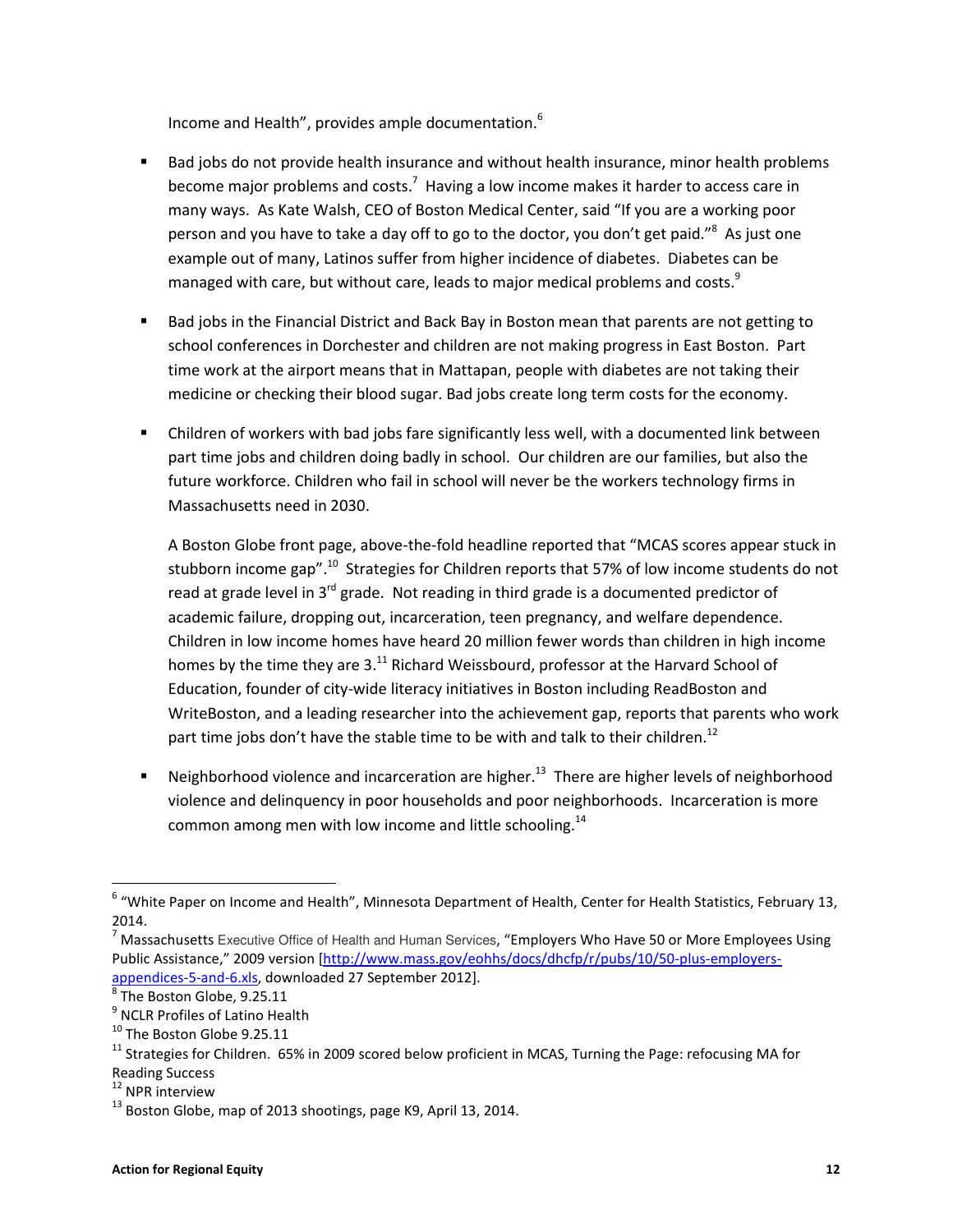Income and Health", provides ample documentation.[6]

- Bad jobs do not provide health insurance and without health insurance, minor health problems become major problems and costs.[7] Having a low income makes it harder to access care in many ways. As Kate Walsh, CEO of Boston Medical Center, said "If you are a working poor person and you have to take a day off to go to the doctor, you don't get paid."[8] As just one example out of many, Latinos suffer from higher incidence of diabetes. Diabetes can be managed with care, but without care, leads to major medical problems and costs.[9]

- Bad jobs in the Financial District and Back Bay in Boston mean that parents are not getting to school conferences in Dorchester and children are not making progress in East Boston. Part time work at the airport means that in Mattapan, people with diabetes are not taking their medicine or checking their blood sugar. Bad jobs create long term costs for the economy.

- Children of workers with bad jobs fare significantly less well, with a documented link between part time jobs and children doing badly in school. Our children are our families, but also the future workforce. Children who fail in school will never be the workers technology firms in Massachusetts need in 2030.

  A Boston Globe front page, above-the-fold headline reported that "MCAS scores appear stuck in stubborn income gap".[10] Strategies for Children reports that 57% of low income students do not read at grade level in 3rd grade. Not reading in third grade is a documented predictor of academic failure, dropping out, incarceration, teen pregnancy, and welfare dependence. Children in low income homes have heard 20 million fewer words than children in high income homes by the time they are 3.[11] Richard Weissbourd, professor at the Harvard School of Education, founder of city-wide literacy initiatives in Boston including ReadBoston and WriteBoston, and a leading researcher into the achievement gap, reports that parents who work part time jobs don't have the stable time to be with and talk to their children.[12]

- Neighborhood violence and incarceration are higher.[13] There are higher levels of neighborhood violence and delinquency in poor households and poor neighborhoods. Incarceration is more common among men with low income and little schooling.[14]

---

[6] "White Paper on Income and Health", Minnesota Department of Health, Center for Health Statistics, February 13, 2014.

[7] Massachusetts Executive Office of Health and Human Services, "Employers Who Have 50 or More Employees Using Public Assistance," 2009 version [http://www.mass.gov/eohhs/docs/dhcfp/r/pubs/10/50-plus-employers-appendices-5-and-6.xls, downloaded 27 September 2012].

[8] The Boston Globe, 9.25.11

[9] NCLR Profiles of Latino Health

[10] The Boston Globe 9.25.11

[11] Strategies for Children. 65% in 2009 scored below proficient in MCAS, Turning the Page: refocusing MA for Reading Success

[12] NPR interview

[13] Boston Globe, map of 2013 shootings, page K9, April 13, 2014.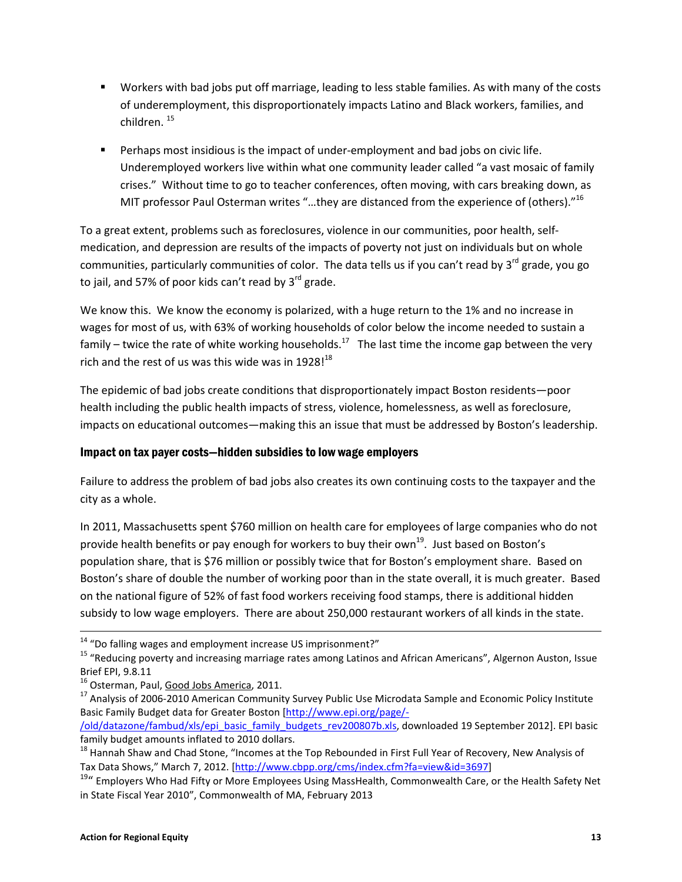- Workers with bad jobs put off marriage, leading to less stable families. As with many of the costs of underemployment, this disproportionately impacts Latino and Black workers, families, and children. [15]

- Perhaps most insidious is the impact of under-employment and bad jobs on civic life. Underemployed workers live within what one community leader called "a vast mosaic of family crises." Without time to go to teacher conferences, often moving, with cars breaking down, as MIT professor Paul Osterman writes "…they are distanced from the experience of (others)."[16]

To a great extent, problems such as foreclosures, violence in our communities, poor health, self-medication, and depression are results of the impacts of poverty not just on individuals but on whole communities, particularly communities of color. The data tells us if you can't read by 3rd grade, you go to jail, and 57% of poor kids can't read by 3rd grade.

We know this. We know the economy is polarized, with a huge return to the 1% and no increase in wages for most of us, with 63% of working households of color below the income needed to sustain a family – twice the rate of white working households.[17] The last time the income gap between the very rich and the rest of us was this wide was in 1928![18]

The epidemic of bad jobs create conditions that disproportionately impact Boston residents—poor health including the public health impacts of stress, violence, homelessness, as well as foreclosure, impacts on educational outcomes—making this an issue that must be addressed by Boston's leadership.

### Impact on tax payer costs—hidden subsidies to low wage employers

Failure to address the problem of bad jobs also creates its own continuing costs to the taxpayer and the city as a whole.

In 2011, Massachusetts spent $760 million on health care for employees of large companies who do not provide health benefits or pay enough for workers to buy their own[19]. Just based on Boston's population share, that is $76 million or possibly twice that for Boston's employment share. Based on Boston's share of double the number of working poor than in the state overall, it is much greater. Based on the national figure of 52% of fast food workers receiving food stamps, there is additional hidden subsidy to low wage employers. There are about 250,000 restaurant workers of all kinds in the state.

---

[14] "Do falling wages and employment increase US imprisonment?"

[15] "Reducing poverty and increasing marriage rates among Latinos and African Americans", Algernon Auston, Issue Brief EPI, 9.8.11

[16] Osterman, Paul, Good Jobs America, 2011.

[17] Analysis of 2006-2010 American Community Survey Public Use Microdata Sample and Economic Policy Institute Basic Family Budget data for Greater Boston [http://www.epi.org/page/-/old/datazone/fambud/xls/epi_basic_family_budgets_rev200807b.xls, downloaded 19 September 2012]. EPI basic family budget amounts inflated to 2010 dollars.

[18] Hannah Shaw and Chad Stone, "Incomes at the Top Rebounded in First Full Year of Recovery, New Analysis of Tax Data Shows," March 7, 2012. [http://www.cbpp.org/cms/index.cfm?fa=view&id=3697]

[19] " Employers Who Had Fifty or More Employees Using MassHealth, Commonwealth Care, or the Health Safety Net in State Fiscal Year 2010", Commonwealth of MA, February 2013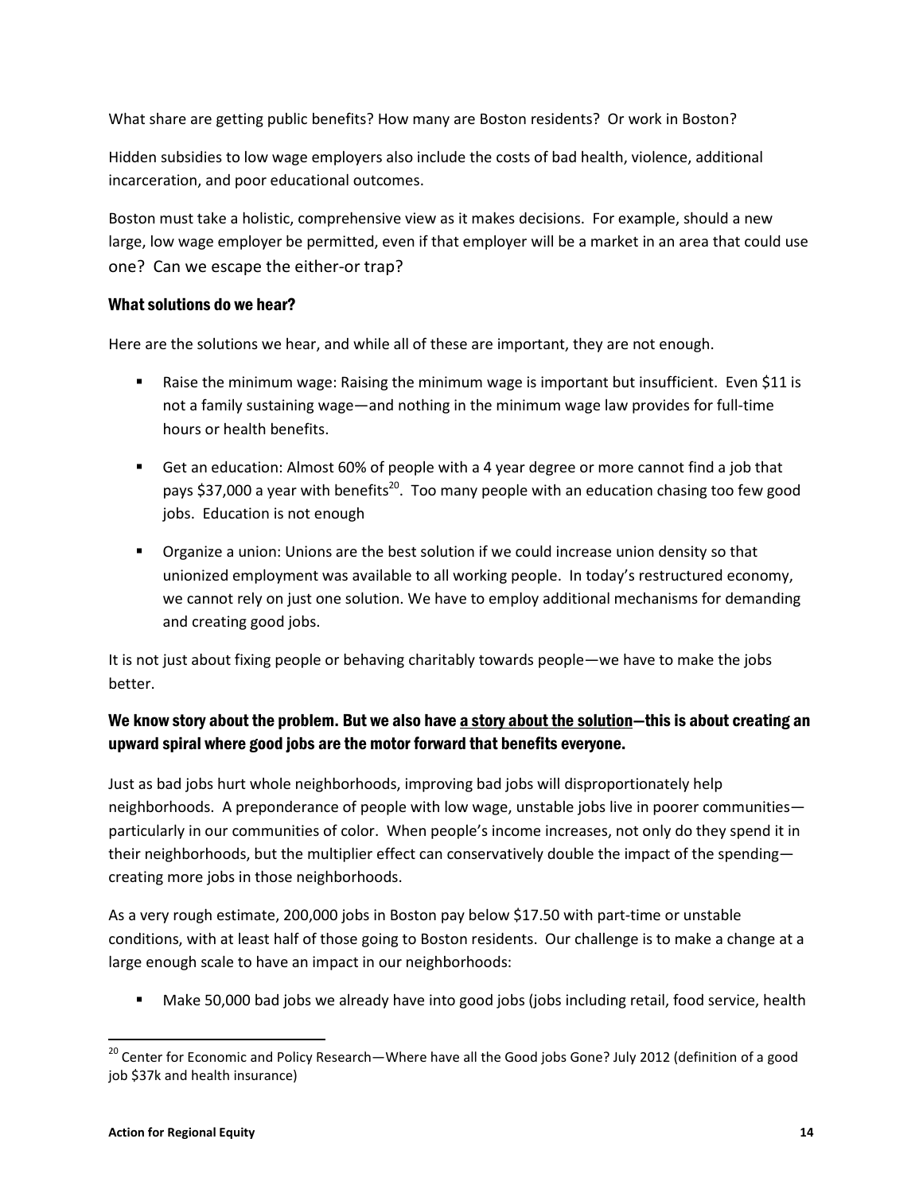What share are getting public benefits? How many are Boston residents? Or work in Boston?

Hidden subsidies to low wage employers also include the costs of bad health, violence, additional incarceration, and poor educational outcomes.

Boston must take a holistic, comprehensive view as it makes decisions. For example, should a new large, low wage employer be permitted, even if that employer will be a market in an area that could use one? Can we escape the either-or trap?

### What solutions do we hear?

Here are the solutions we hear, and while all of these are important, they are not enough.

- Raise the minimum wage: Raising the minimum wage is important but insufficient. Even $11 is not a family sustaining wage—and nothing in the minimum wage law provides for full-time hours or health benefits.
- Get an education: Almost 60% of people with a 4 year degree or more cannot find a job that pays $37,000 a year with benefits[20]. Too many people with an education chasing too few good jobs. Education is not enough
- Organize a union: Unions are the best solution if we could increase union density so that unionized employment was available to all working people. In today's restructured economy, we cannot rely on just one solution. We have to employ additional mechanisms for demanding and creating good jobs.

It is not just about fixing people or behaving charitably towards people—we have to make the jobs better.

### We know story about the problem. But we also have <u>a story about the solution</u>—this is about creating an upward spiral where good jobs are the motor forward that benefits everyone.

Just as bad jobs hurt whole neighborhoods, improving bad jobs will disproportionately help neighborhoods. A preponderance of people with low wage, unstable jobs live in poorer communities—particularly in our communities of color. When people's income increases, not only do they spend it in their neighborhoods, but the multiplier effect can conservatively double the impact of the spending—creating more jobs in those neighborhoods.

As a very rough estimate, 200,000 jobs in Boston pay below $17.50 with part-time or unstable conditions, with at least half of those going to Boston residents. Our challenge is to make a change at a large enough scale to have an impact in our neighborhoods:

- Make 50,000 bad jobs we already have into good jobs (jobs including retail, food service, health

---

[20] Center for Economic and Policy Research—Where have all the Good jobs Gone? July 2012 (definition of a good job $37k and health insurance)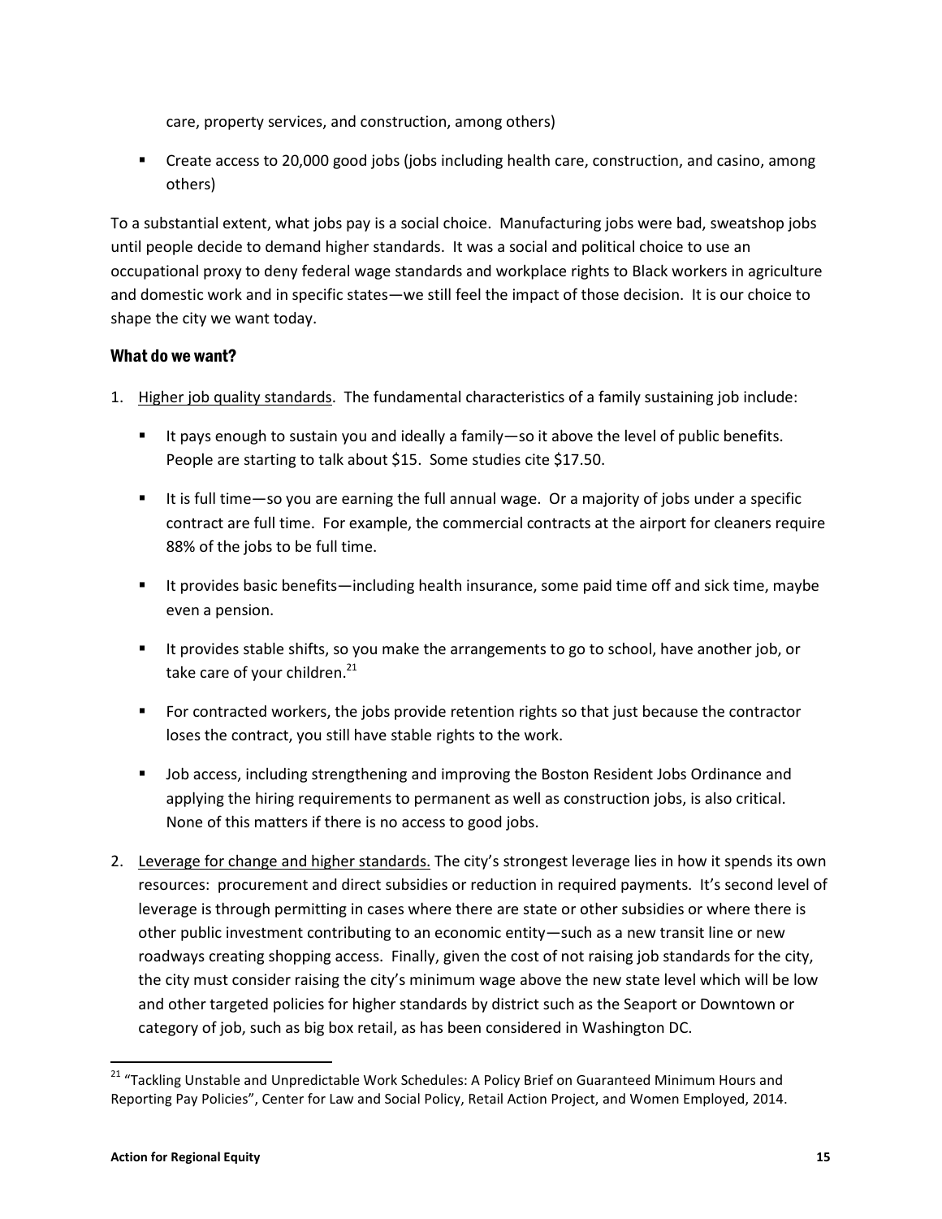care, property services, and construction, among others)

- Create access to 20,000 good jobs (jobs including health care, construction, and casino, among others)

To a substantial extent, what jobs pay is a social choice. Manufacturing jobs were bad, sweatshop jobs until people decide to demand higher standards. It was a social and political choice to use an occupational proxy to deny federal wage standards and workplace rights to Black workers in agriculture and domestic work and in specific states—we still feel the impact of those decision. It is our choice to shape the city we want today.

### What do we want?

1. Higher job quality standards. The fundamental characteristics of a family sustaining job include:

   - It pays enough to sustain you and ideally a family—so it above the level of public benefits. People are starting to talk about $15. Some studies cite $17.50.
   - It is full time—so you are earning the full annual wage. Or a majority of jobs under a specific contract are full time. For example, the commercial contracts at the airport for cleaners require 88% of the jobs to be full time.
   - It provides basic benefits—including health insurance, some paid time off and sick time, maybe even a pension.
   - It provides stable shifts, so you make the arrangements to go to school, have another job, or take care of your children.[21]
   - For contracted workers, the jobs provide retention rights so that just because the contractor loses the contract, you still have stable rights to the work.
   - Job access, including strengthening and improving the Boston Resident Jobs Ordinance and applying the hiring requirements to permanent as well as construction jobs, is also critical. None of this matters if there is no access to good jobs.

2. Leverage for change and higher standards. The city's strongest leverage lies in how it spends its own resources: procurement and direct subsidies or reduction in required payments. It's second level of leverage is through permitting in cases where there are state or other subsidies or where there is other public investment contributing to an economic entity—such as a new transit line or new roadways creating shopping access. Finally, given the cost of not raising job standards for the city, the city must consider raising the city's minimum wage above the new state level which will be low and other targeted policies for higher standards by district such as the Seaport or Downtown or category of job, such as big box retail, as has been considered in Washington DC.

[21] "Tackling Unstable and Unpredictable Work Schedules: A Policy Brief on Guaranteed Minimum Hours and Reporting Pay Policies", Center for Law and Social Policy, Retail Action Project, and Women Employed, 2014.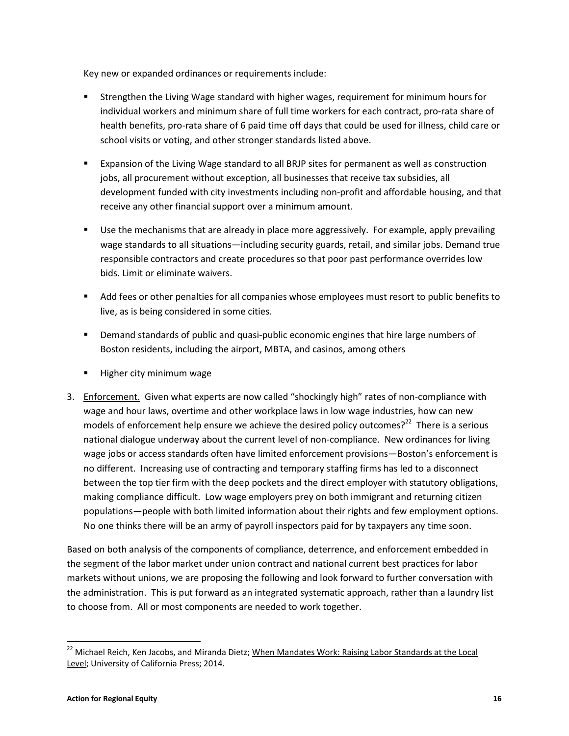Key new or expanded ordinances or requirements include:

- Strengthen the Living Wage standard with higher wages, requirement for minimum hours for individual workers and minimum share of full time workers for each contract, pro-rata share of health benefits, pro-rata share of 6 paid time off days that could be used for illness, child care or school visits or voting, and other stronger standards listed above.
- Expansion of the Living Wage standard to all BRJP sites for permanent as well as construction jobs, all procurement without exception, all businesses that receive tax subsidies, all development funded with city investments including non-profit and affordable housing, and that receive any other financial support over a minimum amount.
- Use the mechanisms that are already in place more aggressively. For example, apply prevailing wage standards to all situations—including security guards, retail, and similar jobs. Demand true responsible contractors and create procedures so that poor past performance overrides low bids. Limit or eliminate waivers.
- Add fees or other penalties for all companies whose employees must resort to public benefits to live, as is being considered in some cities.
- Demand standards of public and quasi-public economic engines that hire large numbers of Boston residents, including the airport, MBTA, and casinos, among others
- Higher city minimum wage

3. <u>Enforcement.</u> Given what experts are now called "shockingly high" rates of non-compliance with wage and hour laws, overtime and other workplace laws in low wage industries, how can new models of enforcement help ensure we achieve the desired policy outcomes?[22] There is a serious national dialogue underway about the current level of non-compliance. New ordinances for living wage jobs or access standards often have limited enforcement provisions—Boston's enforcement is no different. Increasing use of contracting and temporary staffing firms has led to a disconnect between the top tier firm with the deep pockets and the direct employer with statutory obligations, making compliance difficult. Low wage employers prey on both immigrant and returning citizen populations—people with both limited information about their rights and few employment options. No one thinks there will be an army of payroll inspectors paid for by taxpayers any time soon.

Based on both analysis of the components of compliance, deterrence, and enforcement embedded in the segment of the labor market under union contract and national current best practices for labor markets without unions, we are proposing the following and look forward to further conversation with the administration. This is put forward as an integrated systematic approach, rather than a laundry list to choose from. All or most components are needed to work together.

[22] Michael Reich, Ken Jacobs, and Miranda Dietz; <u>When Mandates Work: Raising Labor Standards at the Local Level</u>; University of California Press; 2014.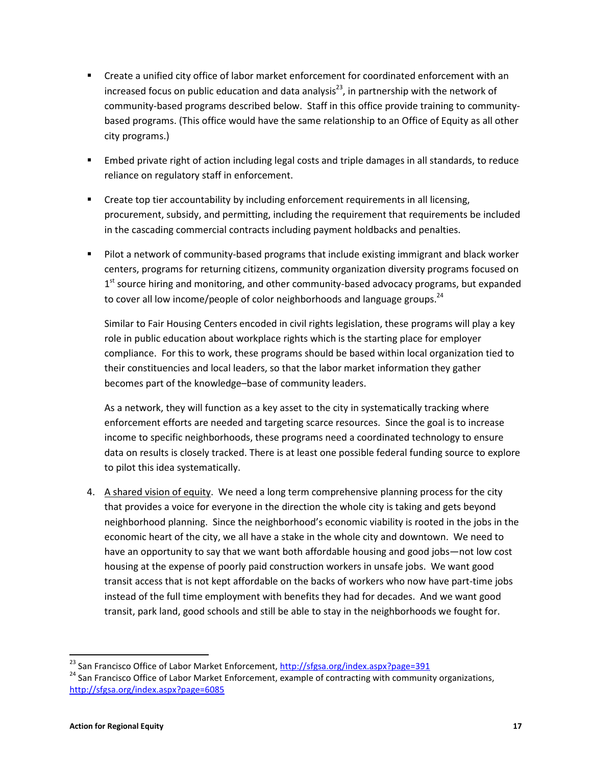- Create a unified city office of labor market enforcement for coordinated enforcement with an increased focus on public education and data analysis[23], in partnership with the network of community-based programs described below. Staff in this office provide training to community-based programs. (This office would have the same relationship to an Office of Equity as all other city programs.)

- Embed private right of action including legal costs and triple damages in all standards, to reduce reliance on regulatory staff in enforcement.

- Create top tier accountability by including enforcement requirements in all licensing, procurement, subsidy, and permitting, including the requirement that requirements be included in the cascading commercial contracts including payment holdbacks and penalties.

- Pilot a network of community-based programs that include existing immigrant and black worker centers, programs for returning citizens, community organization diversity programs focused on 1st source hiring and monitoring, and other community-based advocacy programs, but expanded to cover all low income/people of color neighborhoods and language groups.[24]

  Similar to Fair Housing Centers encoded in civil rights legislation, these programs will play a key role in public education about workplace rights which is the starting place for employer compliance. For this to work, these programs should be based within local organization tied to their constituencies and local leaders, so that the labor market information they gather becomes part of the knowledge–base of community leaders.

  As a network, they will function as a key asset to the city in systematically tracking where enforcement efforts are needed and targeting scarce resources. Since the goal is to increase income to specific neighborhoods, these programs need a coordinated technology to ensure data on results is closely tracked. There is at least one possible federal funding source to explore to pilot this idea systematically.

4. A shared vision of equity. We need a long term comprehensive planning process for the city that provides a voice for everyone in the direction the whole city is taking and gets beyond neighborhood planning. Since the neighborhood's economic viability is rooted in the jobs in the economic heart of the city, we all have a stake in the whole city and downtown. We need to have an opportunity to say that we want both affordable housing and good jobs—not low cost housing at the expense of poorly paid construction workers in unsafe jobs. We want good transit access that is not kept affordable on the backs of workers who now have part-time jobs instead of the full time employment with benefits they had for decades. And we want good transit, park land, good schools and still be able to stay in the neighborhoods we fought for.

---

[23] San Francisco Office of Labor Market Enforcement, http://sfgsa.org/index.aspx?page=391

[24] San Francisco Office of Labor Market Enforcement, example of contracting with community organizations, http://sfgsa.org/index.aspx?page=6085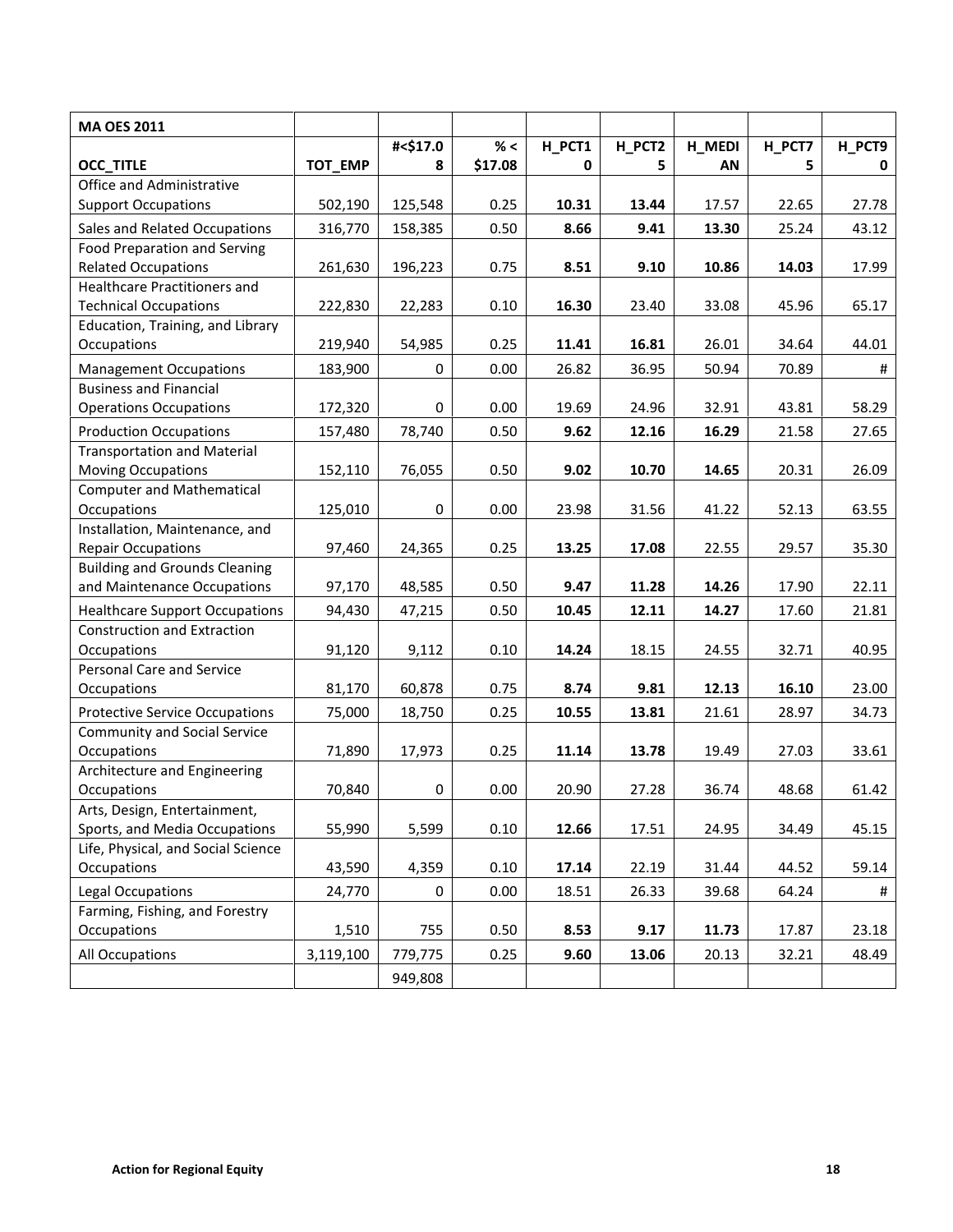| MA OES 2011 | | | | | | | | |
|---|---|---|---|---|---|---|---|---|
| OCC_TITLE | TOT_EMP | #<$17.08 | % < $17.08 | H_PCT10 | H_PCT25 | H_MEDIAN | H_PCT75 | H_PCT90 |
| Office and Administrative Support Occupations | 502,190 | 125,548 | 0.25 | **10.31** | **13.44** | 17.57 | 22.65 | 27.78 |
| Sales and Related Occupations | 316,770 | 158,385 | 0.50 | **8.66** | **9.41** | **13.30** | 25.24 | 43.12 |
| Food Preparation and Serving Related Occupations | 261,630 | 196,223 | 0.75 | **8.51** | **9.10** | **10.86** | **14.03** | 17.99 |
| Healthcare Practitioners and Technical Occupations | 222,830 | 22,283 | 0.10 | **16.30** | 23.40 | 33.08 | 45.96 | 65.17 |
| Education, Training, and Library Occupations | 219,940 | 54,985 | 0.25 | **11.41** | **16.81** | 26.01 | 34.64 | 44.01 |
| Management Occupations | 183,900 | 0 | 0.00 | 26.82 | 36.95 | 50.94 | 70.89 | # |
| Business and Financial Operations Occupations | 172,320 | 0 | 0.00 | 19.69 | 24.96 | 32.91 | 43.81 | 58.29 |
| Production Occupations | 157,480 | 78,740 | 0.50 | **9.62** | **12.16** | **16.29** | 21.58 | 27.65 |
| Transportation and Material Moving Occupations | 152,110 | 76,055 | 0.50 | **9.02** | **10.70** | **14.65** | 20.31 | 26.09 |
| Computer and Mathematical Occupations | 125,010 | 0 | 0.00 | 23.98 | 31.56 | 41.22 | 52.13 | 63.55 |
| Installation, Maintenance, and Repair Occupations | 97,460 | 24,365 | 0.25 | **13.25** | **17.08** | 22.55 | 29.57 | 35.30 |
| Building and Grounds Cleaning and Maintenance Occupations | 97,170 | 48,585 | 0.50 | **9.47** | **11.28** | **14.26** | 17.90 | 22.11 |
| Healthcare Support Occupations | 94,430 | 47,215 | 0.50 | **10.45** | **12.11** | **14.27** | 17.60 | 21.81 |
| Construction and Extraction Occupations | 91,120 | 9,112 | 0.10 | **14.24** | 18.15 | 24.55 | 32.71 | 40.95 |
| Personal Care and Service Occupations | 81,170 | 60,878 | 0.75 | **8.74** | **9.81** | **12.13** | **16.10** | 23.00 |
| Protective Service Occupations | 75,000 | 18,750 | 0.25 | **10.55** | **13.81** | 21.61 | 28.97 | 34.73 |
| Community and Social Service Occupations | 71,890 | 17,973 | 0.25 | **11.14** | **13.78** | 19.49 | 27.03 | 33.61 |
| Architecture and Engineering Occupations | 70,840 | 0 | 0.00 | 20.90 | 27.28 | 36.74 | 48.68 | 61.42 |
| Arts, Design, Entertainment, Sports, and Media Occupations | 55,990 | 5,599 | 0.10 | **12.66** | 17.51 | 24.95 | 34.49 | 45.15 |
| Life, Physical, and Social Science Occupations | 43,590 | 4,359 | 0.10 | **17.14** | 22.19 | 31.44 | 44.52 | 59.14 |
| Legal Occupations | 24,770 | 0 | 0.00 | 18.51 | 26.33 | 39.68 | 64.24 | # |
| Farming, Fishing, and Forestry Occupations | 1,510 | 755 | 0.50 | **8.53** | **9.17** | **11.73** | 17.87 | 23.18 |
| All Occupations | 3,119,100 | 779,775 | 0.25 | **9.60** | **13.06** | 20.13 | 32.21 | 48.49 |
| | | 949,808 | | | | | | |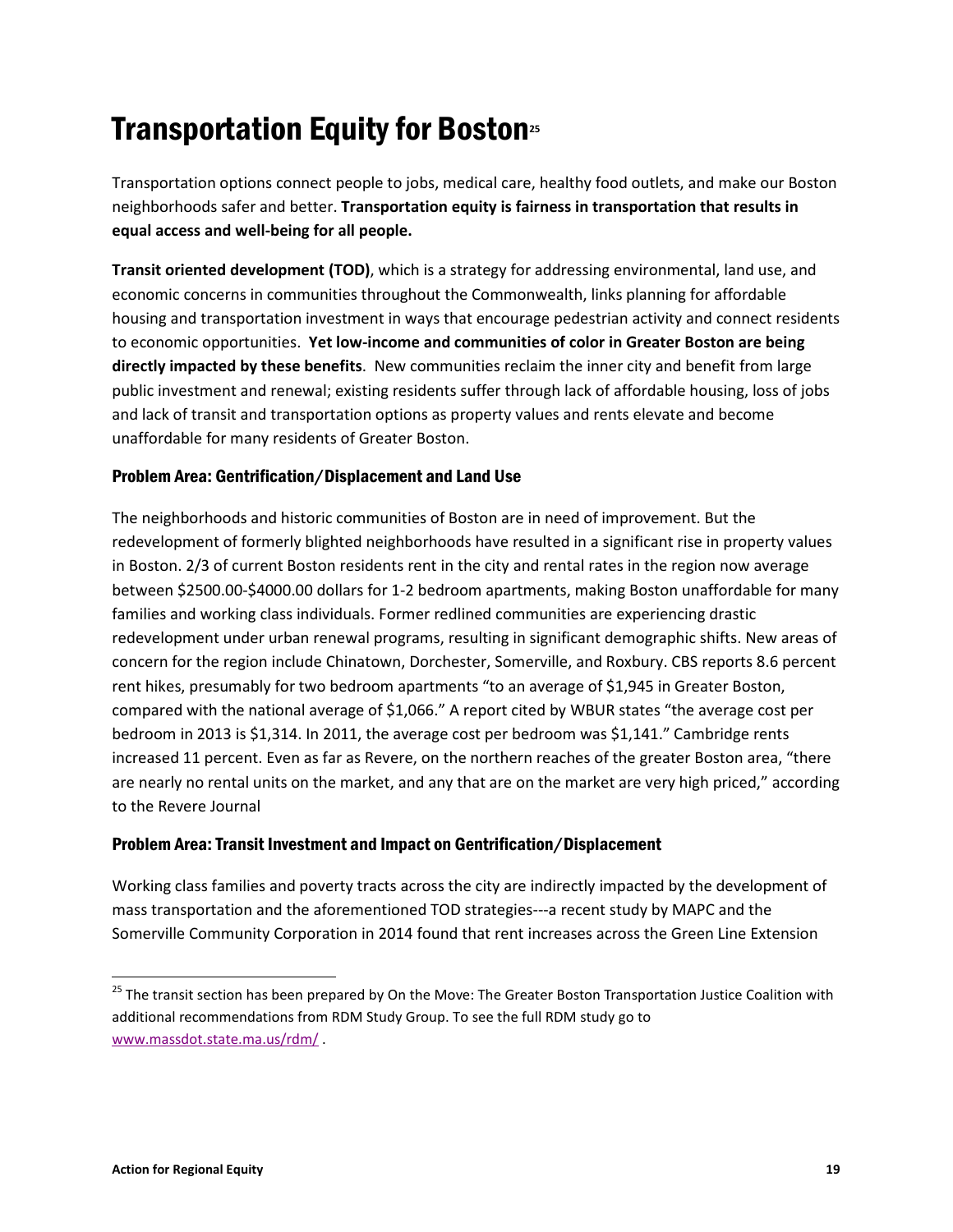# Transportation Equity for Boston[25]

Transportation options connect people to jobs, medical care, healthy food outlets, and make our Boston neighborhoods safer and better. **Transportation equity is fairness in transportation that results in equal access and well-being for all people.**

**Transit oriented development (TOD)**, which is a strategy for addressing environmental, land use, and economic concerns in communities throughout the Commonwealth, links planning for affordable housing and transportation investment in ways that encourage pedestrian activity and connect residents to economic opportunities. **Yet low-income and communities of color in Greater Boston are being directly impacted by these benefits**. New communities reclaim the inner city and benefit from large public investment and renewal; existing residents suffer through lack of affordable housing, loss of jobs and lack of transit and transportation options as property values and rents elevate and become unaffordable for many residents of Greater Boston.

### Problem Area: Gentrification/Displacement and Land Use

The neighborhoods and historic communities of Boston are in need of improvement. But the redevelopment of formerly blighted neighborhoods have resulted in a significant rise in property values in Boston. 2/3 of current Boston residents rent in the city and rental rates in the region now average between $2500.00-$4000.00 dollars for 1-2 bedroom apartments, making Boston unaffordable for many families and working class individuals. Former redlined communities are experiencing drastic redevelopment under urban renewal programs, resulting in significant demographic shifts. New areas of concern for the region include Chinatown, Dorchester, Somerville, and Roxbury. CBS reports 8.6 percent rent hikes, presumably for two bedroom apartments "to an average of $1,945 in Greater Boston, compared with the national average of $1,066." A report cited by WBUR states "the average cost per bedroom in 2013 is $1,314. In 2011, the average cost per bedroom was $1,141." Cambridge rents increased 11 percent. Even as far as Revere, on the northern reaches of the greater Boston area, "there are nearly no rental units on the market, and any that are on the market are very high priced," according to the Revere Journal

### Problem Area: Transit Investment and Impact on Gentrification/Displacement

Working class families and poverty tracts across the city are indirectly impacted by the development of mass transportation and the aforementioned TOD strategies---a recent study by MAPC and the Somerville Community Corporation in 2014 found that rent increases across the Green Line Extension

---

[25] The transit section has been prepared by On the Move: The Greater Boston Transportation Justice Coalition with additional recommendations from RDM Study Group. To see the full RDM study go to www.massdot.state.ma.us/rdm/ .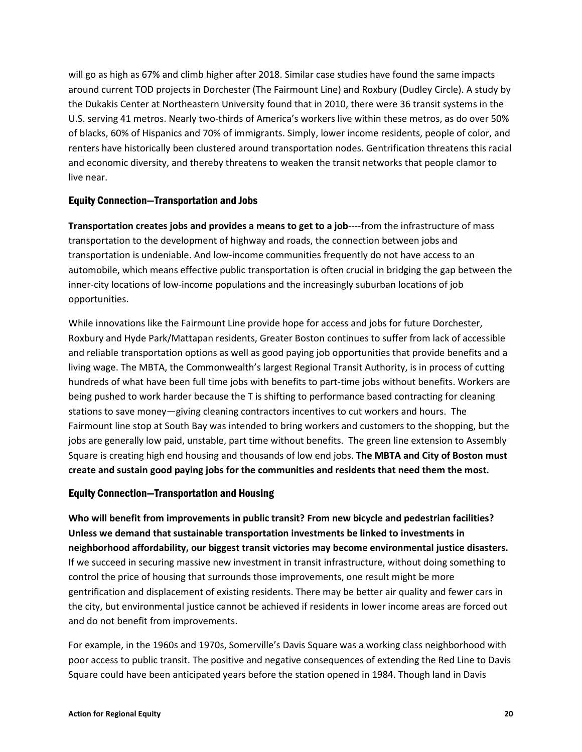will go as high as 67% and climb higher after 2018. Similar case studies have found the same impacts around current TOD projects in Dorchester (The Fairmount Line) and Roxbury (Dudley Circle). A study by the Dukakis Center at Northeastern University found that in 2010, there were 36 transit systems in the U.S. serving 41 metros. Nearly two-thirds of America's workers live within these metros, as do over 50% of blacks, 60% of Hispanics and 70% of immigrants. Simply, lower income residents, people of color, and renters have historically been clustered around transportation nodes. Gentrification threatens this racial and economic diversity, and thereby threatens to weaken the transit networks that people clamor to live near.

### Equity Connection—Transportation and Jobs

**Transportation creates jobs and provides a means to get to a job**----from the infrastructure of mass transportation to the development of highway and roads, the connection between jobs and transportation is undeniable. And low-income communities frequently do not have access to an automobile, which means effective public transportation is often crucial in bridging the gap between the inner-city locations of low-income populations and the increasingly suburban locations of job opportunities.

While innovations like the Fairmount Line provide hope for access and jobs for future Dorchester, Roxbury and Hyde Park/Mattapan residents, Greater Boston continues to suffer from lack of accessible and reliable transportation options as well as good paying job opportunities that provide benefits and a living wage. The MBTA, the Commonwealth's largest Regional Transit Authority, is in process of cutting hundreds of what have been full time jobs with benefits to part-time jobs without benefits. Workers are being pushed to work harder because the T is shifting to performance based contracting for cleaning stations to save money—giving cleaning contractors incentives to cut workers and hours. The Fairmount line stop at South Bay was intended to bring workers and customers to the shopping, but the jobs are generally low paid, unstable, part time without benefits. The green line extension to Assembly Square is creating high end housing and thousands of low end jobs. **The MBTA and City of Boston must create and sustain good paying jobs for the communities and residents that need them the most.**

### Equity Connection—Transportation and Housing

**Who will benefit from improvements in public transit? From new bicycle and pedestrian facilities? Unless we demand that sustainable transportation investments be linked to investments in neighborhood affordability, our biggest transit victories may become environmental justice disasters.** If we succeed in securing massive new investment in transit infrastructure, without doing something to control the price of housing that surrounds those improvements, one result might be more gentrification and displacement of existing residents. There may be better air quality and fewer cars in the city, but environmental justice cannot be achieved if residents in lower income areas are forced out and do not benefit from improvements.

For example, in the 1960s and 1970s, Somerville's Davis Square was a working class neighborhood with poor access to public transit. The positive and negative consequences of extending the Red Line to Davis Square could have been anticipated years before the station opened in 1984. Though land in Davis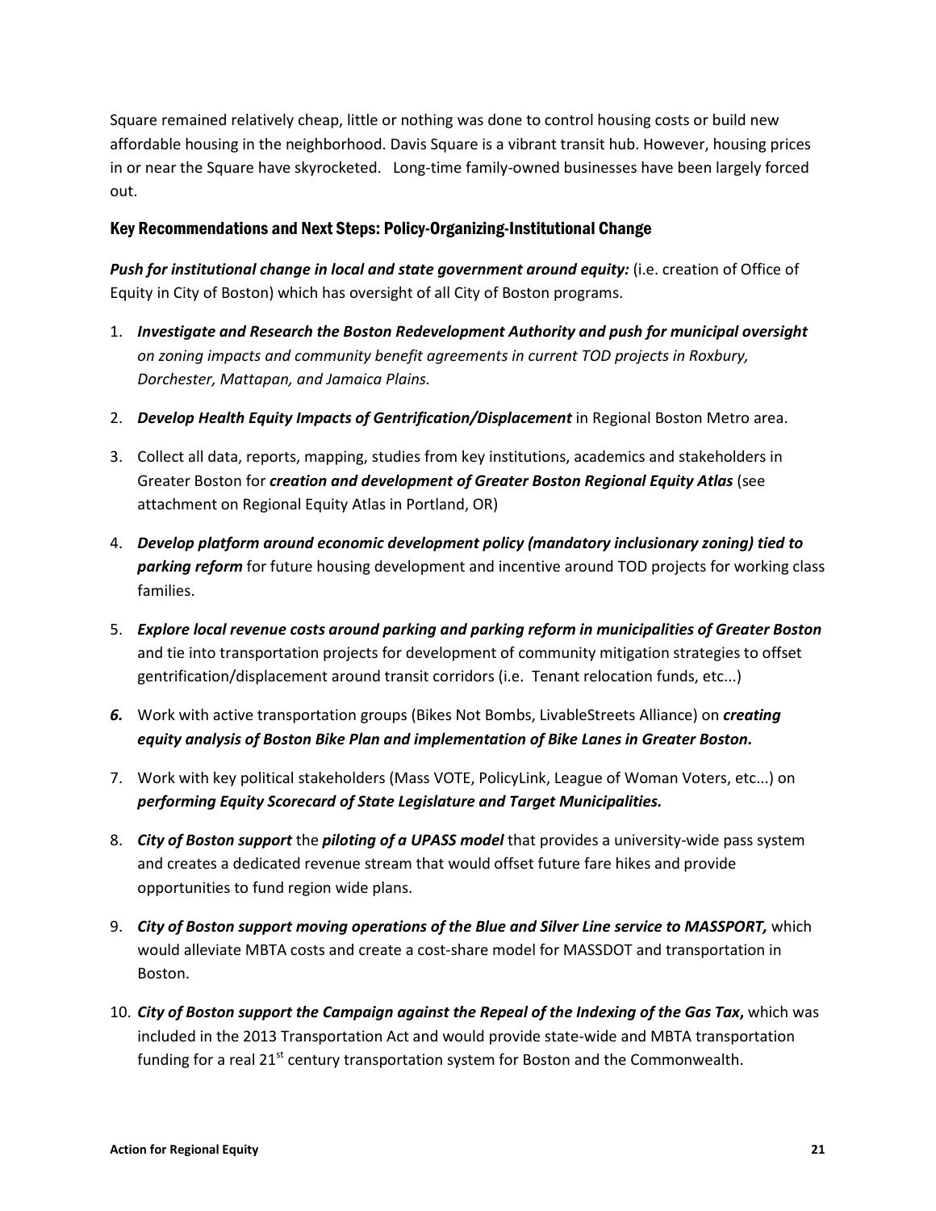Square remained relatively cheap, little or nothing was done to control housing costs or build new affordable housing in the neighborhood. Davis Square is a vibrant transit hub. However, housing prices in or near the Square have skyrocketed. Long-time family-owned businesses have been largely forced out.

### Key Recommendations and Next Steps: Policy-Organizing-Institutional Change

***Push for institutional change in local and state government around equity:*** (i.e. creation of Office of Equity in City of Boston) which has oversight of all City of Boston programs.

1. ***Investigate and Research the Boston Redevelopment Authority and push for municipal oversight*** *on zoning impacts and community benefit agreements in current TOD projects in Roxbury, Dorchester, Mattapan, and Jamaica Plains.*
2. ***Develop Health Equity Impacts of Gentrification/Displacement*** in Regional Boston Metro area.
3. Collect all data, reports, mapping, studies from key institutions, academics and stakeholders in Greater Boston for ***creation and development of Greater Boston Regional Equity Atlas*** (see attachment on Regional Equity Atlas in Portland, OR)
4. ***Develop platform around economic development policy (mandatory inclusionary zoning) tied to parking reform*** for future housing development and incentive around TOD projects for working class families.
5. ***Explore local revenue costs around parking and parking reform in municipalities of Greater Boston*** and tie into transportation projects for development of community mitigation strategies to offset gentrification/displacement around transit corridors (i.e. Tenant relocation funds, etc...)
6. Work with active transportation groups (Bikes Not Bombs, LivableStreets Alliance) on ***creating equity analysis of Boston Bike Plan and implementation of Bike Lanes in Greater Boston.***
7. Work with key political stakeholders (Mass VOTE, PolicyLink, League of Woman Voters, etc...) on ***performing Equity Scorecard of State Legislature and Target Municipalities.***
8. ***City of Boston support*** the ***piloting of a UPASS model*** that provides a university-wide pass system and creates a dedicated revenue stream that would offset future fare hikes and provide opportunities to fund region wide plans.
9. ***City of Boston support moving operations of the Blue and Silver Line service to MASSPORT,*** which would alleviate MBTA costs and create a cost-share model for MASSDOT and transportation in Boston.
10. ***City of Boston support the Campaign against the Repeal of the Indexing of the Gas Tax*****,** which was included in the 2013 Transportation Act and would provide state-wide and MBTA transportation funding for a real 21st century transportation system for Boston and the Commonwealth.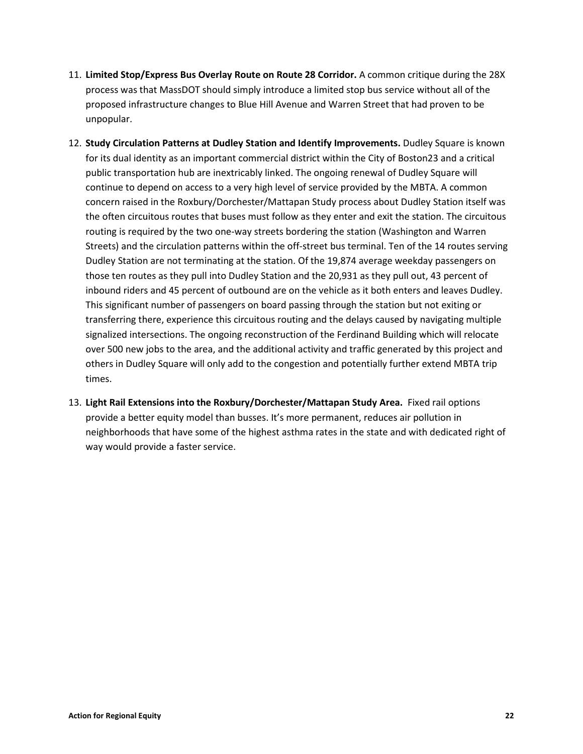11. **Limited Stop/Express Bus Overlay Route on Route 28 Corridor.** A common critique during the 28X process was that MassDOT should simply introduce a limited stop bus service without all of the proposed infrastructure changes to Blue Hill Avenue and Warren Street that had proven to be unpopular.

12. **Study Circulation Patterns at Dudley Station and Identify Improvements.** Dudley Square is known for its dual identity as an important commercial district within the City of Boston23 and a critical public transportation hub are inextricably linked. The ongoing renewal of Dudley Square will continue to depend on access to a very high level of service provided by the MBTA. A common concern raised in the Roxbury/Dorchester/Mattapan Study process about Dudley Station itself was the often circuitous routes that buses must follow as they enter and exit the station. The circuitous routing is required by the two one-way streets bordering the station (Washington and Warren Streets) and the circulation patterns within the off-street bus terminal. Ten of the 14 routes serving Dudley Station are not terminating at the station. Of the 19,874 average weekday passengers on those ten routes as they pull into Dudley Station and the 20,931 as they pull out, 43 percent of inbound riders and 45 percent of outbound are on the vehicle as it both enters and leaves Dudley. This significant number of passengers on board passing through the station but not exiting or transferring there, experience this circuitous routing and the delays caused by navigating multiple signalized intersections. The ongoing reconstruction of the Ferdinand Building which will relocate over 500 new jobs to the area, and the additional activity and traffic generated by this project and others in Dudley Square will only add to the congestion and potentially further extend MBTA trip times.

13. **Light Rail Extensions into the Roxbury/Dorchester/Mattapan Study Area.** Fixed rail options provide a better equity model than busses. It's more permanent, reduces air pollution in neighborhoods that have some of the highest asthma rates in the state and with dedicated right of way would provide a faster service.